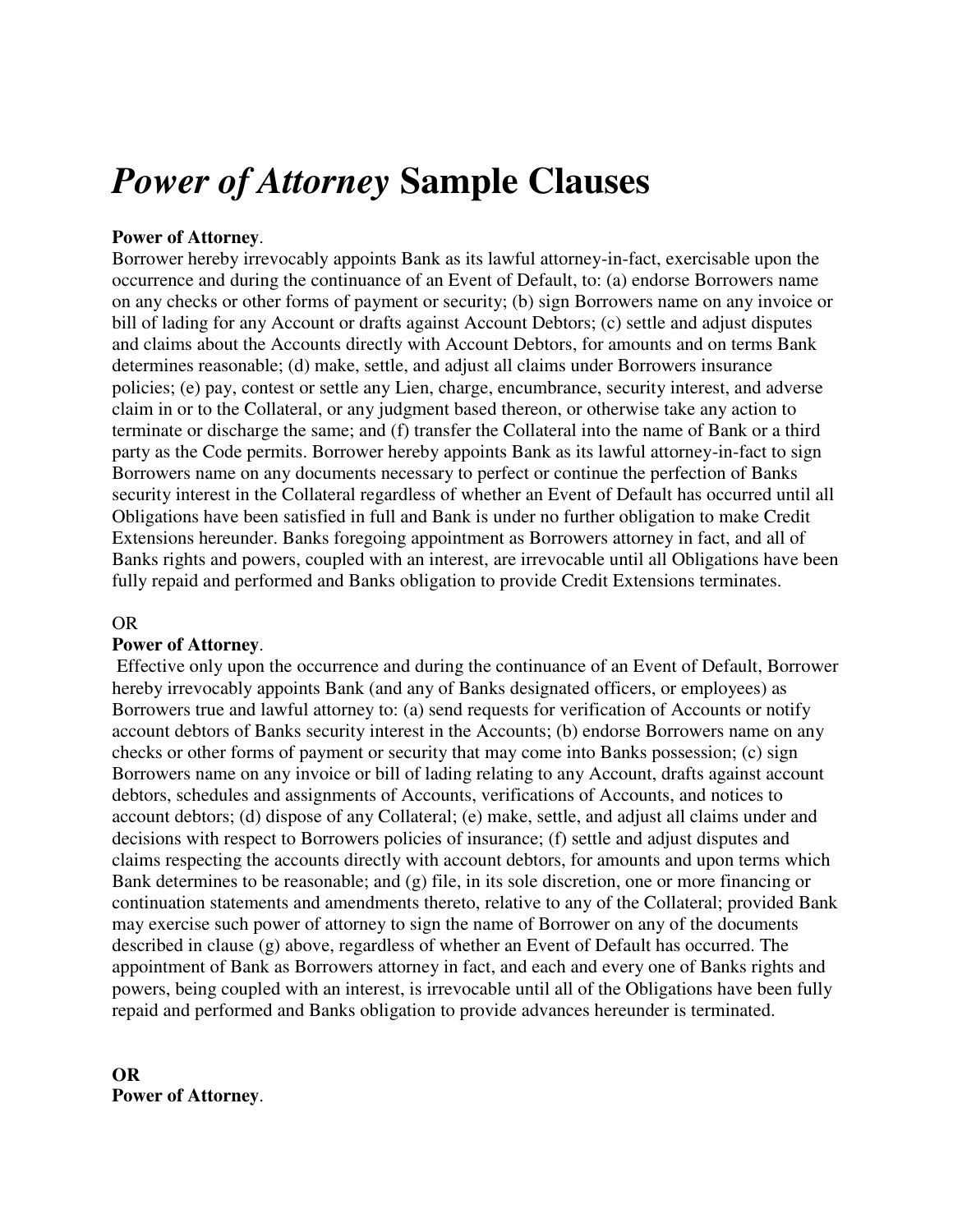# *Power of Attorney* Sample Clauses

**Power of Attorney**.

Borrower hereby irrevocably appoints Bank as its lawful attorney-in-fact, exercisable upon the occurrence and during the continuance of an Event of Default, to: (a) endorse Borrowers name on any checks or other forms of payment or security; (b) sign Borrowers name on any invoice or bill of lading for any Account or drafts against Account Debtors; (c) settle and adjust disputes and claims about the Accounts directly with Account Debtors, for amounts and on terms Bank determines reasonable; (d) make, settle, and adjust all claims under Borrowers insurance policies; (e) pay, contest or settle any Lien, charge, encumbrance, security interest, and adverse claim in or to the Collateral, or any judgment based thereon, or otherwise take any action to terminate or discharge the same; and (f) transfer the Collateral into the name of Bank or a third party as the Code permits. Borrower hereby appoints Bank as its lawful attorney-in-fact to sign Borrowers name on any documents necessary to perfect or continue the perfection of Banks security interest in the Collateral regardless of whether an Event of Default has occurred until all Obligations have been satisfied in full and Bank is under no further obligation to make Credit Extensions hereunder. Banks foregoing appointment as Borrowers attorney in fact, and all of Banks rights and powers, coupled with an interest, are irrevocable until all Obligations have been fully repaid and performed and Banks obligation to provide Credit Extensions terminates.

OR

**Power of Attorney**.

Effective only upon the occurrence and during the continuance of an Event of Default, Borrower hereby irrevocably appoints Bank (and any of Banks designated officers, or employees) as Borrowers true and lawful attorney to: (a) send requests for verification of Accounts or notify account debtors of Banks security interest in the Accounts; (b) endorse Borrowers name on any checks or other forms of payment or security that may come into Banks possession; (c) sign Borrowers name on any invoice or bill of lading relating to any Account, drafts against account debtors, schedules and assignments of Accounts, verifications of Accounts, and notices to account debtors; (d) dispose of any Collateral; (e) make, settle, and adjust all claims under and decisions with respect to Borrowers policies of insurance; (f) settle and adjust disputes and claims respecting the accounts directly with account debtors, for amounts and upon terms which Bank determines to be reasonable; and (g) file, in its sole discretion, one or more financing or continuation statements and amendments thereto, relative to any of the Collateral; provided Bank may exercise such power of attorney to sign the name of Borrower on any of the documents described in clause (g) above, regardless of whether an Event of Default has occurred. The appointment of Bank as Borrowers attorney in fact, and each and every one of Banks rights and powers, being coupled with an interest, is irrevocable until all of the Obligations have been fully repaid and performed and Banks obligation to provide advances hereunder is terminated.

**OR**

**Power of Attorney**.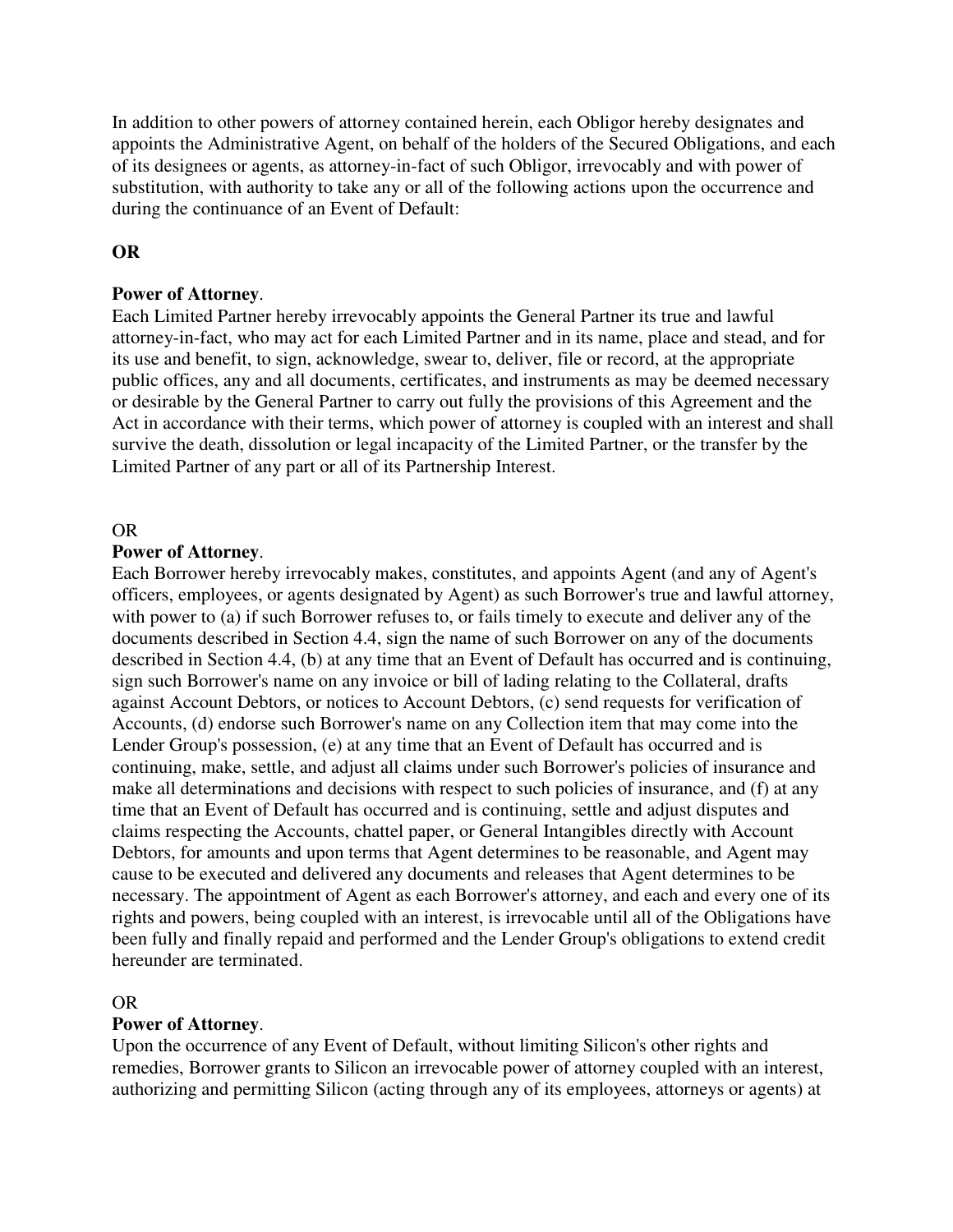In addition to other powers of attorney contained herein, each Obligor hereby designates and appoints the Administrative Agent, on behalf of the holders of the Secured Obligations, and each of its designees or agents, as attorney-in-fact of such Obligor, irrevocably and with power of substitution, with authority to take any or all of the following actions upon the occurrence and during the continuance of an Event of Default:

**OR**

**Power of Attorney**.
Each Limited Partner hereby irrevocably appoints the General Partner its true and lawful attorney-in-fact, who may act for each Limited Partner and in its name, place and stead, and for its use and benefit, to sign, acknowledge, swear to, deliver, file or record, at the appropriate public offices, any and all documents, certificates, and instruments as may be deemed necessary or desirable by the General Partner to carry out fully the provisions of this Agreement and the Act in accordance with their terms, which power of attorney is coupled with an interest and shall survive the death, dissolution or legal incapacity of the Limited Partner, or the transfer by the Limited Partner of any part or all of its Partnership Interest.

OR

**Power of Attorney**.
Each Borrower hereby irrevocably makes, constitutes, and appoints Agent (and any of Agent's officers, employees, or agents designated by Agent) as such Borrower's true and lawful attorney, with power to (a) if such Borrower refuses to, or fails timely to execute and deliver any of the documents described in Section 4.4, sign the name of such Borrower on any of the documents described in Section 4.4, (b) at any time that an Event of Default has occurred and is continuing, sign such Borrower's name on any invoice or bill of lading relating to the Collateral, drafts against Account Debtors, or notices to Account Debtors, (c) send requests for verification of Accounts, (d) endorse such Borrower's name on any Collection item that may come into the Lender Group's possession, (e) at any time that an Event of Default has occurred and is continuing, make, settle, and adjust all claims under such Borrower's policies of insurance and make all determinations and decisions with respect to such policies of insurance, and (f) at any time that an Event of Default has occurred and is continuing, settle and adjust disputes and claims respecting the Accounts, chattel paper, or General Intangibles directly with Account Debtors, for amounts and upon terms that Agent determines to be reasonable, and Agent may cause to be executed and delivered any documents and releases that Agent determines to be necessary. The appointment of Agent as each Borrower's attorney, and each and every one of its rights and powers, being coupled with an interest, is irrevocable until all of the Obligations have been fully and finally repaid and performed and the Lender Group's obligations to extend credit hereunder are terminated.

OR

**Power of Attorney**.
Upon the occurrence of any Event of Default, without limiting Silicon's other rights and remedies, Borrower grants to Silicon an irrevocable power of attorney coupled with an interest, authorizing and permitting Silicon (acting through any of its employees, attorneys or agents) at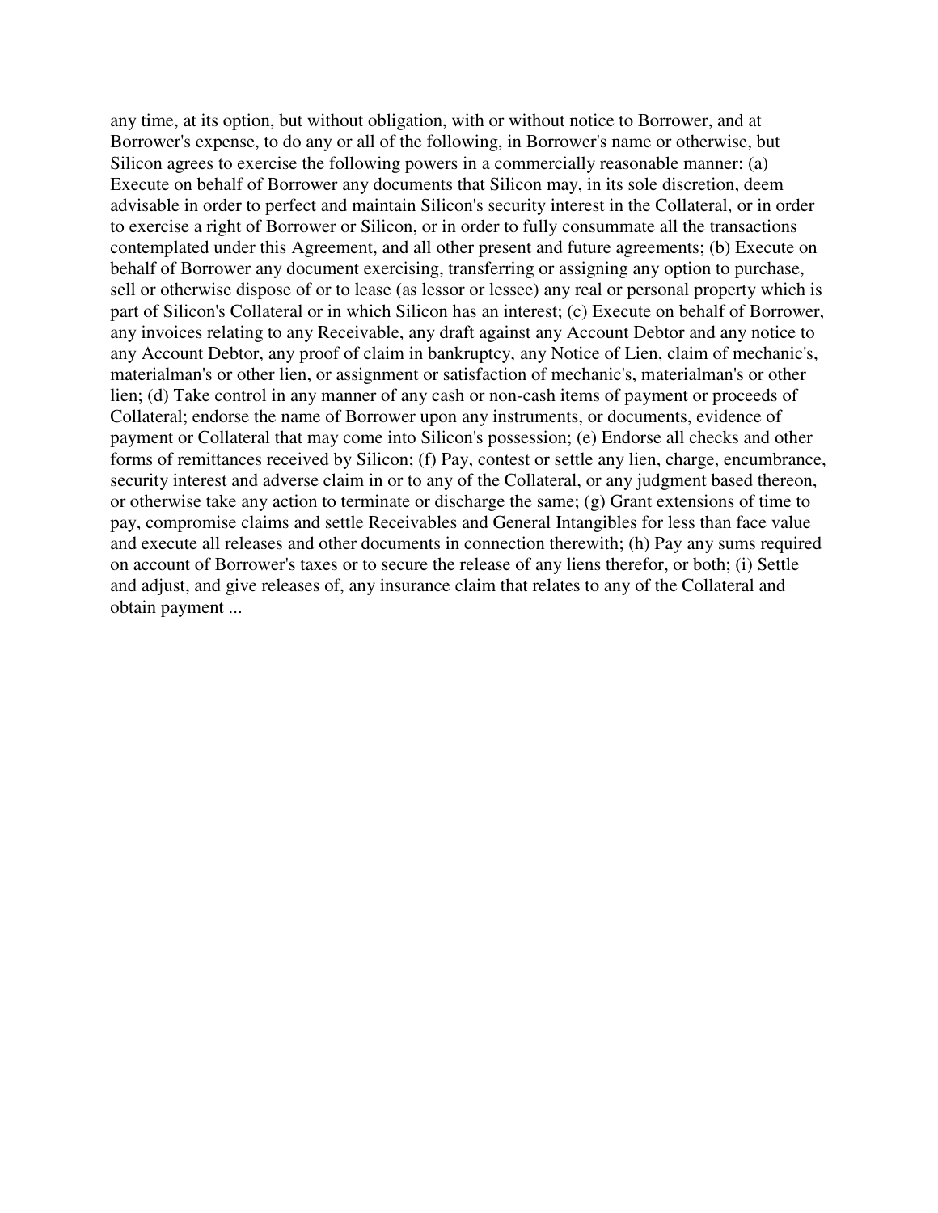any time, at its option, but without obligation, with or without notice to Borrower, and at Borrower's expense, to do any or all of the following, in Borrower's name or otherwise, but Silicon agrees to exercise the following powers in a commercially reasonable manner: (a) Execute on behalf of Borrower any documents that Silicon may, in its sole discretion, deem advisable in order to perfect and maintain Silicon's security interest in the Collateral, or in order to exercise a right of Borrower or Silicon, or in order to fully consummate all the transactions contemplated under this Agreement, and all other present and future agreements; (b) Execute on behalf of Borrower any document exercising, transferring or assigning any option to purchase, sell or otherwise dispose of or to lease (as lessor or lessee) any real or personal property which is part of Silicon's Collateral or in which Silicon has an interest; (c) Execute on behalf of Borrower, any invoices relating to any Receivable, any draft against any Account Debtor and any notice to any Account Debtor, any proof of claim in bankruptcy, any Notice of Lien, claim of mechanic's, materialman's or other lien, or assignment or satisfaction of mechanic's, materialman's or other lien; (d) Take control in any manner of any cash or non-cash items of payment or proceeds of Collateral; endorse the name of Borrower upon any instruments, or documents, evidence of payment or Collateral that may come into Silicon's possession; (e) Endorse all checks and other forms of remittances received by Silicon; (f) Pay, contest or settle any lien, charge, encumbrance, security interest and adverse claim in or to any of the Collateral, or any judgment based thereon, or otherwise take any action to terminate or discharge the same; (g) Grant extensions of time to pay, compromise claims and settle Receivables and General Intangibles for less than face value and execute all releases and other documents in connection therewith; (h) Pay any sums required on account of Borrower's taxes or to secure the release of any liens therefor, or both; (i) Settle and adjust, and give releases of, any insurance claim that relates to any of the Collateral and obtain payment ...